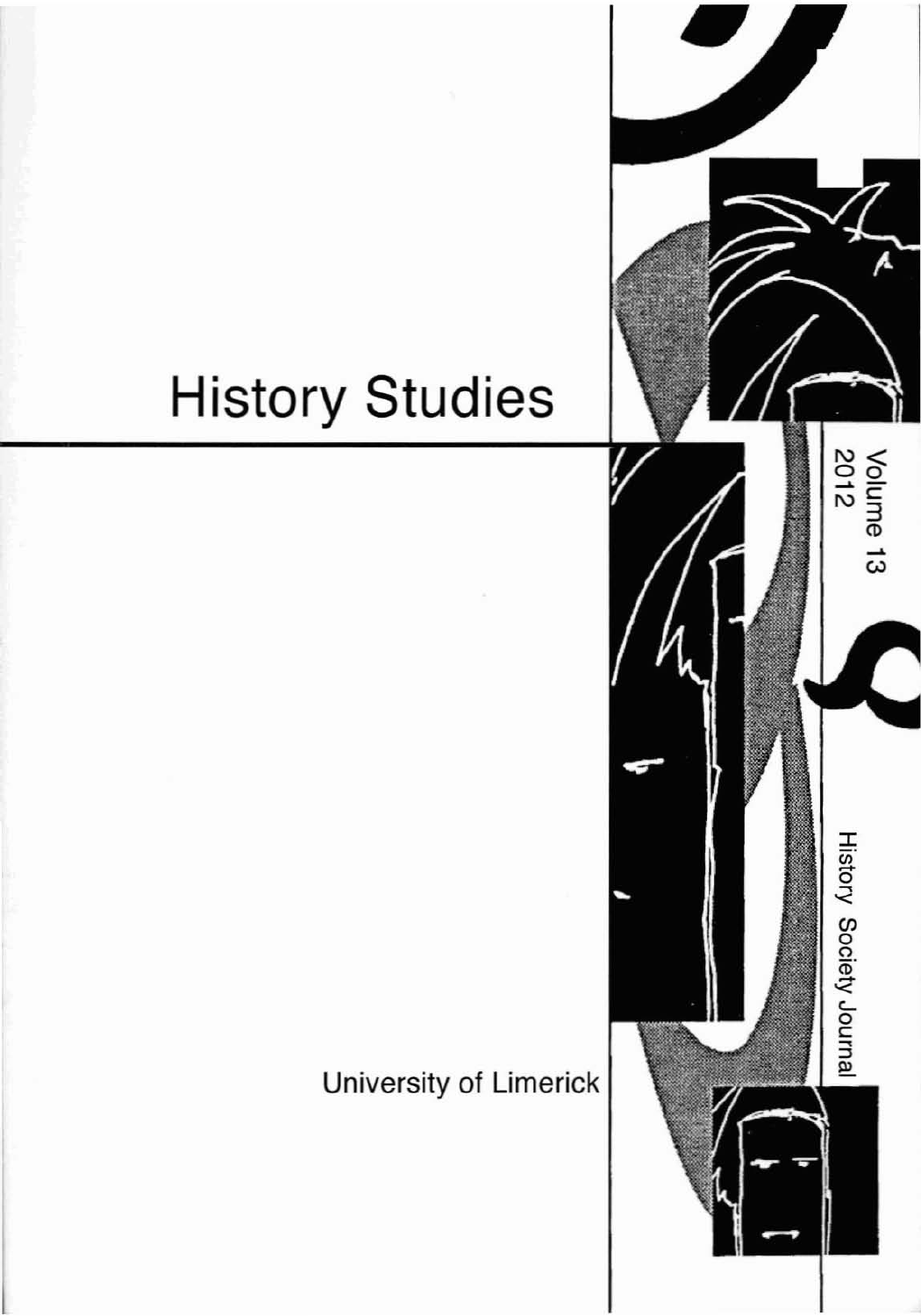# History Studies

Volume 13
2012

History Society Journal

University of Limerick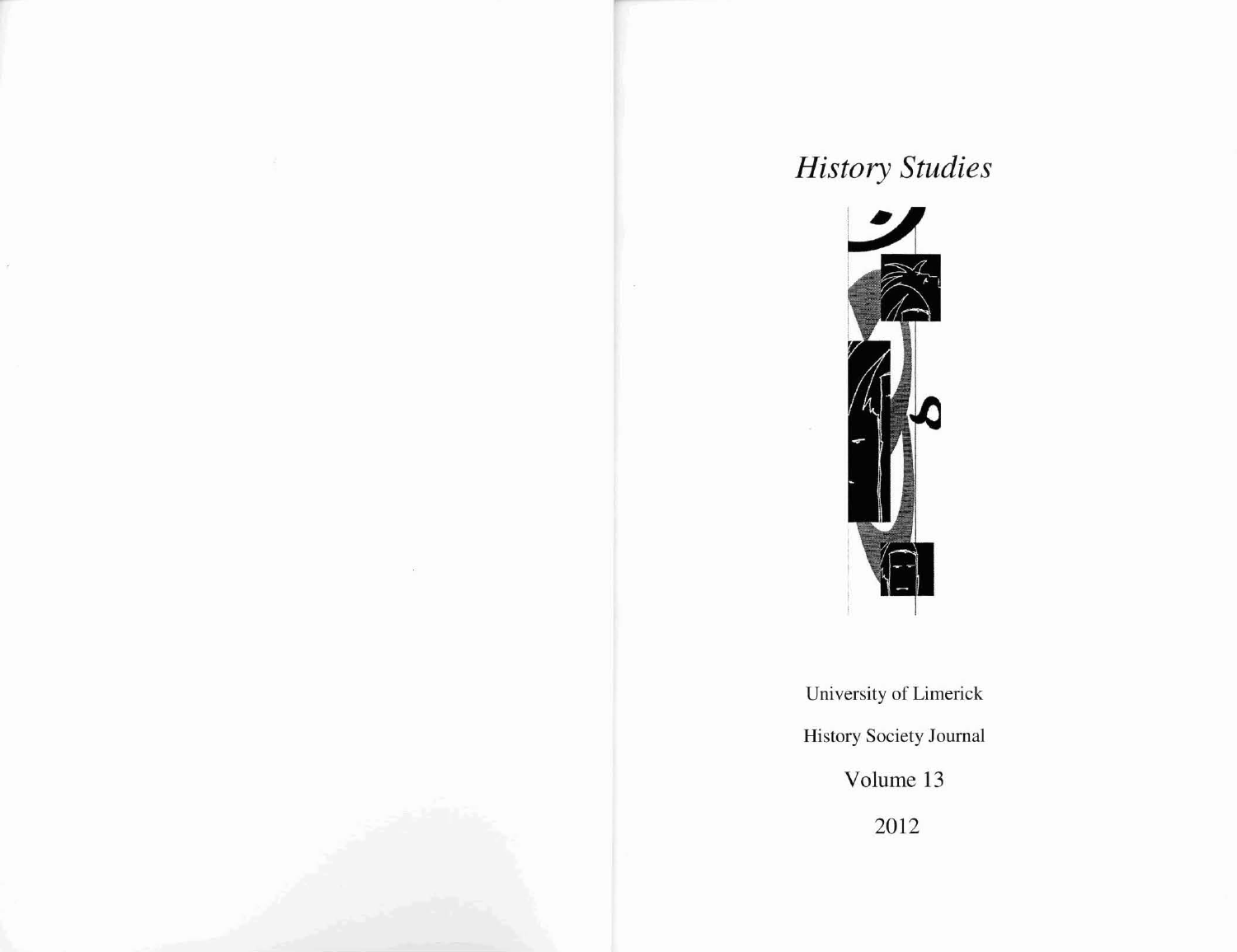# *History Studies*

University of Limerick

History Society Journal

Volume 13

2012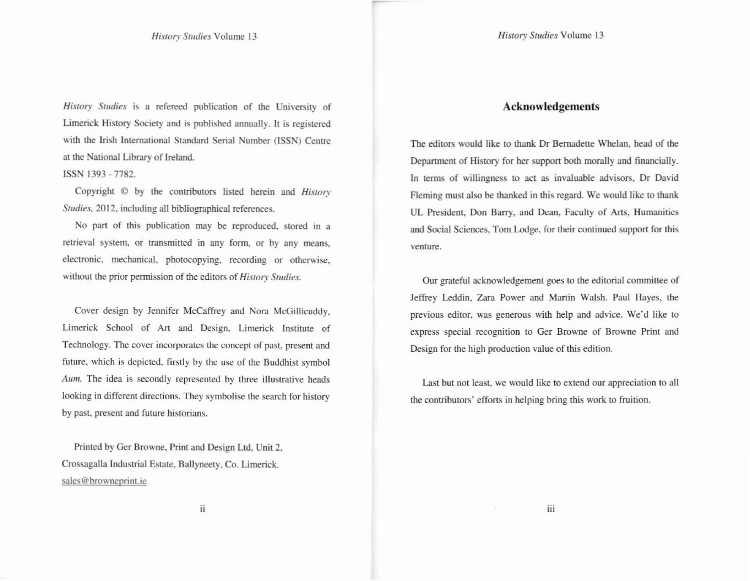*History Studies* is a refereed publication of the University of Limerick History Society and is published annually. It is registered with the Irish International Standard Serial Number (ISSN) Centre at the National Library of Ireland.

ISSN 1393 - 7782.

Copyright © by the contributors listed herein and *History Studies*, 2012, including all bibliographical references.

No part of this publication may be reproduced, stored in a retrieval system, or transmitted in any form, or by any means, electronic, mechanical, photocopying, recording or otherwise, without the prior permission of the editors of *History Studies*.

Cover design by Jennifer McCaffrey and Nora McGillicuddy, Limerick School of Art and Design, Limerick Institute of Technology. The cover incorporates the concept of past, present and future, which is depicted, firstly by the use of the Buddhist symbol *Aum*. The idea is secondly represented by three illustrative heads looking in different directions. They symbolise the search for history by past, present and future historians.

Printed by Ger Browne, Print and Design Ltd, Unit 2, Crossagalla Industrial Estate, Ballyneety, Co. Limerick. sales@browneprint.ie

## Acknowledgements

The editors would like to thank Dr Bernadette Whelan, head of the Department of History for her support both morally and financially. In terms of willingness to act as invaluable advisors, Dr David Fleming must also be thanked in this regard. We would like to thank UL President, Don Barry, and Dean, Faculty of Arts, Humanities and Social Sciences, Tom Lodge, for their continued support for this venture.

Our grateful acknowledgement goes to the editorial committee of Jeffrey Leddin, Zara Power and Martin Walsh. Paul Hayes, the previous editor, was generous with help and advice. We'd like to express special recognition to Ger Browne of Browne Print and Design for the high production value of this edition.

Last but not least, we would like to extend our appreciation to all the contributors' efforts in helping bring this work to fruition.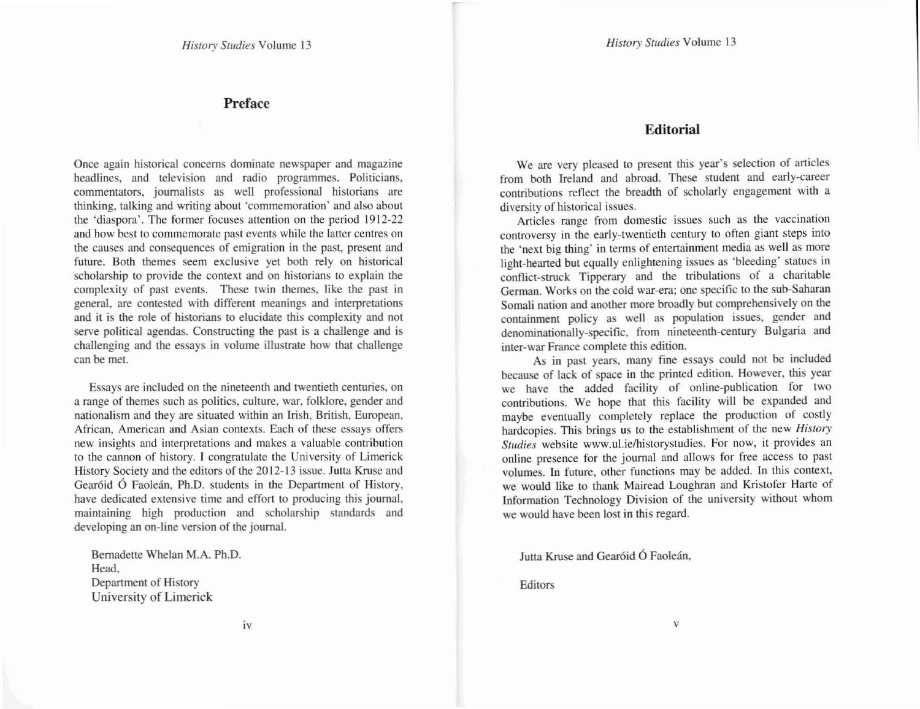## Preface

Once again historical concerns dominate newspaper and magazine headlines, and television and radio programmes. Politicians, commentators, journalists as well professional historians are thinking, talking and writing about 'commemoration' and also about the 'diaspora'. The former focuses attention on the period 1912-22 and how best to commemorate past events while the latter centres on the causes and consequences of emigration in the past, present and future. Both themes seem exclusive yet both rely on historical scholarship to provide the context and on historians to explain the complexity of past events. These twin themes, like the past in general, are contested with different meanings and interpretations and it is the role of historians to elucidate this complexity and not serve political agendas. Constructing the past is a challenge and is challenging and the essays in volume illustrate how that challenge can be met.

Essays are included on the nineteenth and twentieth centuries, on a range of themes such as politics, culture, war, folklore, gender and nationalism and they are situated within an Irish, British, European, African, American and Asian contexts. Each of these essays offers new insights and interpretations and makes a valuable contribution to the cannon of history. I congratulate the University of Limerick History Society and the editors of the 2012-13 issue. Jutta Kruse and Gearóid Ó Faoleán, Ph.D. students in the Department of History, have dedicated extensive time and effort to producing this journal, maintaining high production and scholarship standards and developing an on-line version of the journal.

Bernadette Whelan M.A. Ph.D.
Head,
Department of History
University of Limerick

## Editorial

We are very pleased to present this year's selection of articles from both Ireland and abroad. These student and early-career contributions reflect the breadth of scholarly engagement with a diversity of historical issues.

Articles range from domestic issues such as the vaccination controversy in the early-twentieth century to often giant steps into the 'next big thing' in terms of entertainment media as well as more light-hearted but equally enlightening issues as 'bleeding' statues in conflict-struck Tipperary and the tribulations of a charitable German. Works on the cold war-era; one specific to the sub-Saharan Somali nation and another more broadly but comprehensively on the containment policy as well as population issues, gender and denominationally-specific, from nineteenth-century Bulgaria and inter-war France complete this edition.

As in past years, many fine essays could not be included because of lack of space in the printed edition. However, this year we have the added facility of online-publication for two contributions. We hope that this facility will be expanded and maybe eventually completely replace the production of costly hardcopies. This brings us to the establishment of the new *History Studies* website www.ul.ie/historystudies. For now, it provides an online presence for the journal and allows for free access to past volumes. In future, other functions may be added. In this context, we would like to thank Mairead Loughran and Kristofer Harte of Information Technology Division of the university without whom we would have been lost in this regard.

Jutta Kruse and Gearóid Ó Faoleán,

Editors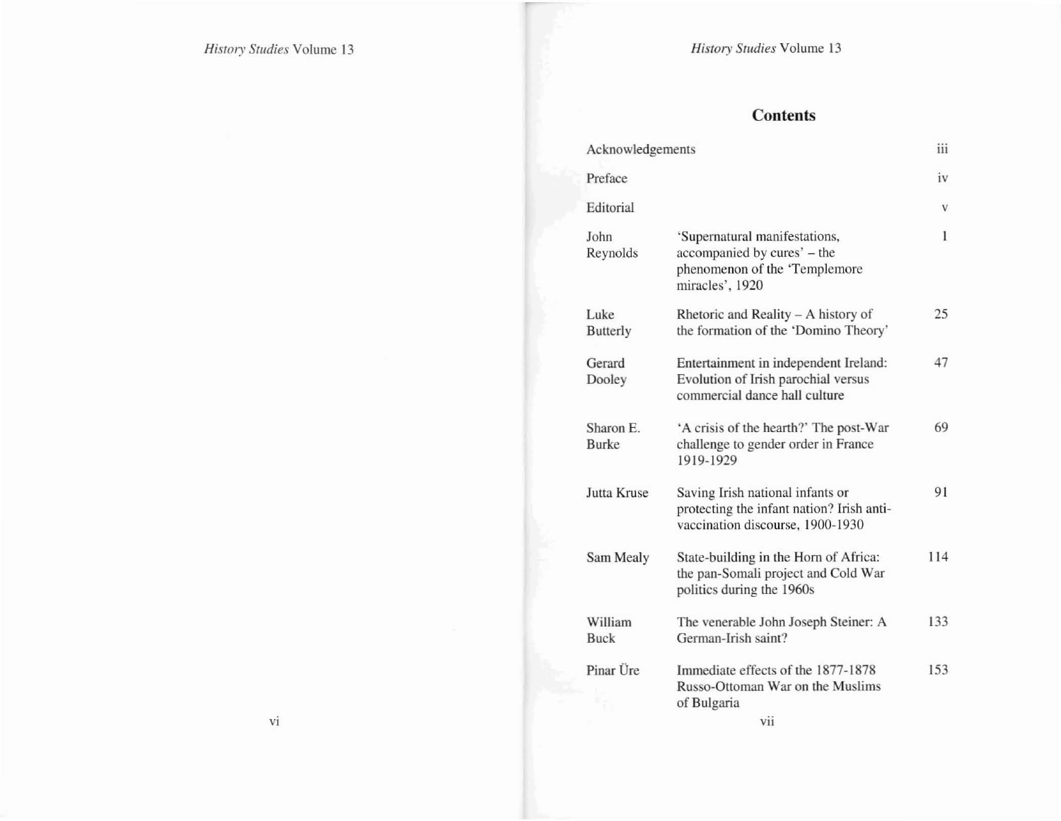## Contents

| | | |
|---|---|---|
| Acknowledgements | | iii |
| Preface | | iv |
| Editorial | | v |
| John Reynolds | 'Supernatural manifestations, accompanied by cures' – the phenomenon of the 'Templemore miracles', 1920 | 1 |
| Luke Butterly | Rhetoric and Reality – A history of the formation of the 'Domino Theory' | 25 |
| Gerard Dooley | Entertainment in independent Ireland: Evolution of Irish parochial versus commercial dance hall culture | 47 |
| Sharon E. Burke | 'A crisis of the hearth?' The post-War challenge to gender order in France 1919-1929 | 69 |
| Jutta Kruse | Saving Irish national infants or protecting the infant nation? Irish anti-vaccination discourse, 1900-1930 | 91 |
| Sam Mealy | State-building in the Horn of Africa: the pan-Somali project and Cold War politics during the 1960s | 114 |
| William Buck | The venerable John Joseph Steiner: A German-Irish saint? | 133 |
| Pinar Üre | Immediate effects of the 1877-1878 Russo-Ottoman War on the Muslims of Bulgaria | 153 |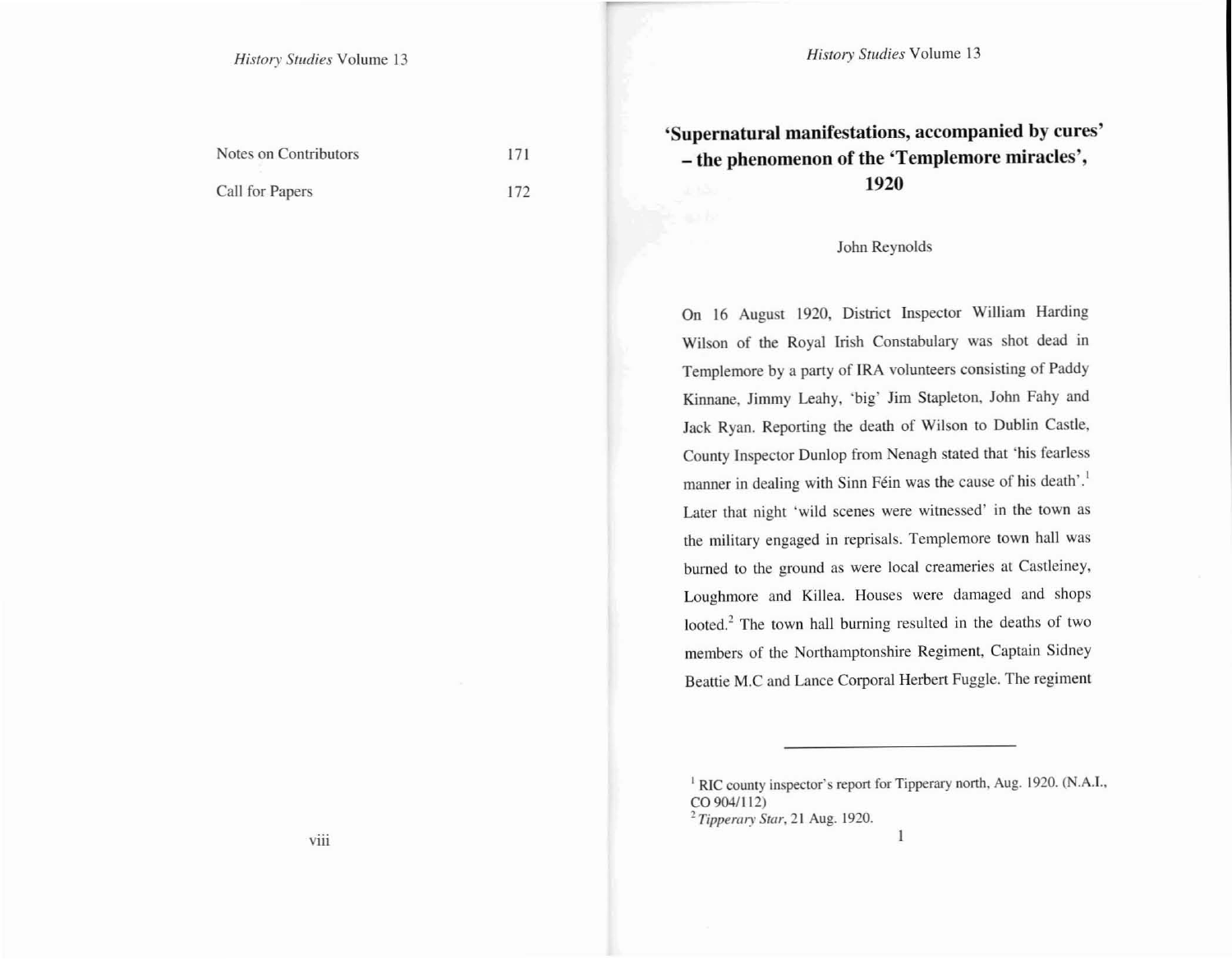| | |
|---|---|
| Notes on Contributors | 171 |
| Call for Papers | 172 |

# 'Supernatural manifestations, accompanied by cures' – the phenomenon of the 'Templemore miracles', 1920

John Reynolds

On 16 August 1920, District Inspector William Harding Wilson of the Royal Irish Constabulary was shot dead in Templemore by a party of IRA volunteers consisting of Paddy Kinnane, Jimmy Leahy, 'big' Jim Stapleton, John Fahy and Jack Ryan. Reporting the death of Wilson to Dublin Castle, County Inspector Dunlop from Nenagh stated that 'his fearless manner in dealing with Sinn Féin was the cause of his death'.[1] Later that night 'wild scenes were witnessed' in the town as the military engaged in reprisals. Templemore town hall was burned to the ground as were local creameries at Castleiney, Loughmore and Killea. Houses were damaged and shops looted.[2] The town hall burning resulted in the deaths of two members of the Northamptonshire Regiment, Captain Sidney Beattie M.C and Lance Corporal Herbert Fuggle. The regiment

---

[1] RIC county inspector's report for Tipperary north, Aug. 1920. (N.A.I., CO 904/112)

[2] *Tipperary Star*, 21 Aug. 1920.